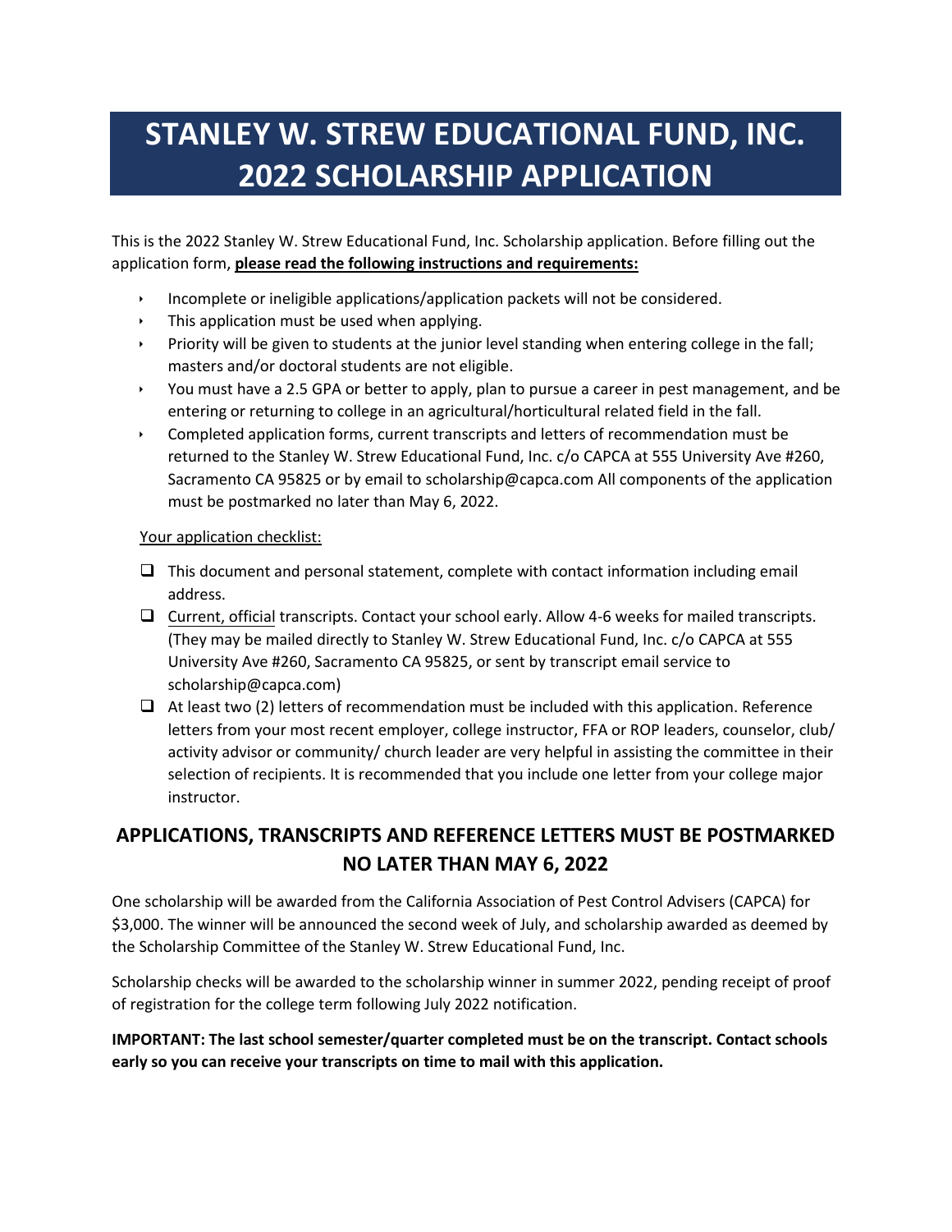# STANLEY W. STREW EDUCATIONAL FUND, INC. 2022 SCHOLARSHIP APPLICATION

This is the 2022 Stanley W. Strew Educational Fund, Inc. Scholarship application. Before filling out the application form, **please read the following instructions and requirements:**

- Incomplete or ineligible applications/application packets will not be considered.
- This application must be used when applying.
- Priority will be given to students at the junior level standing when entering college in the fall; masters and/or doctoral students are not eligible.
- You must have a 2.5 GPA or better to apply, plan to pursue a career in pest management, and be entering or returning to college in an agricultural/horticultural related field in the fall.
- Completed application forms, current transcripts and letters of recommendation must be returned to the Stanley W. Strew Educational Fund, Inc. c/o CAPCA at 555 University Ave #260, Sacramento CA 95825 or by email to scholarship@capca.com All components of the application must be postmarked no later than May 6, 2022.

Your application checklist:

- ☐ This document and personal statement, complete with contact information including email address.
- ☐ Current, official transcripts. Contact your school early. Allow 4-6 weeks for mailed transcripts. (They may be mailed directly to Stanley W. Strew Educational Fund, Inc. c/o CAPCA at 555 University Ave #260, Sacramento CA 95825, or sent by transcript email service to scholarship@capca.com)
- ☐ At least two (2) letters of recommendation must be included with this application. Reference letters from your most recent employer, college instructor, FFA or ROP leaders, counselor, club/ activity advisor or community/ church leader are very helpful in assisting the committee in their selection of recipients. It is recommended that you include one letter from your college major instructor.

## APPLICATIONS, TRANSCRIPTS AND REFERENCE LETTERS MUST BE POSTMARKED NO LATER THAN MAY 6, 2022

One scholarship will be awarded from the California Association of Pest Control Advisers (CAPCA) for $3,000. The winner will be announced the second week of July, and scholarship awarded as deemed by the Scholarship Committee of the Stanley W. Strew Educational Fund, Inc.

Scholarship checks will be awarded to the scholarship winner in summer 2022, pending receipt of proof of registration for the college term following July 2022 notification.

**IMPORTANT: The last school semester/quarter completed must be on the transcript. Contact schools early so you can receive your transcripts on time to mail with this application.**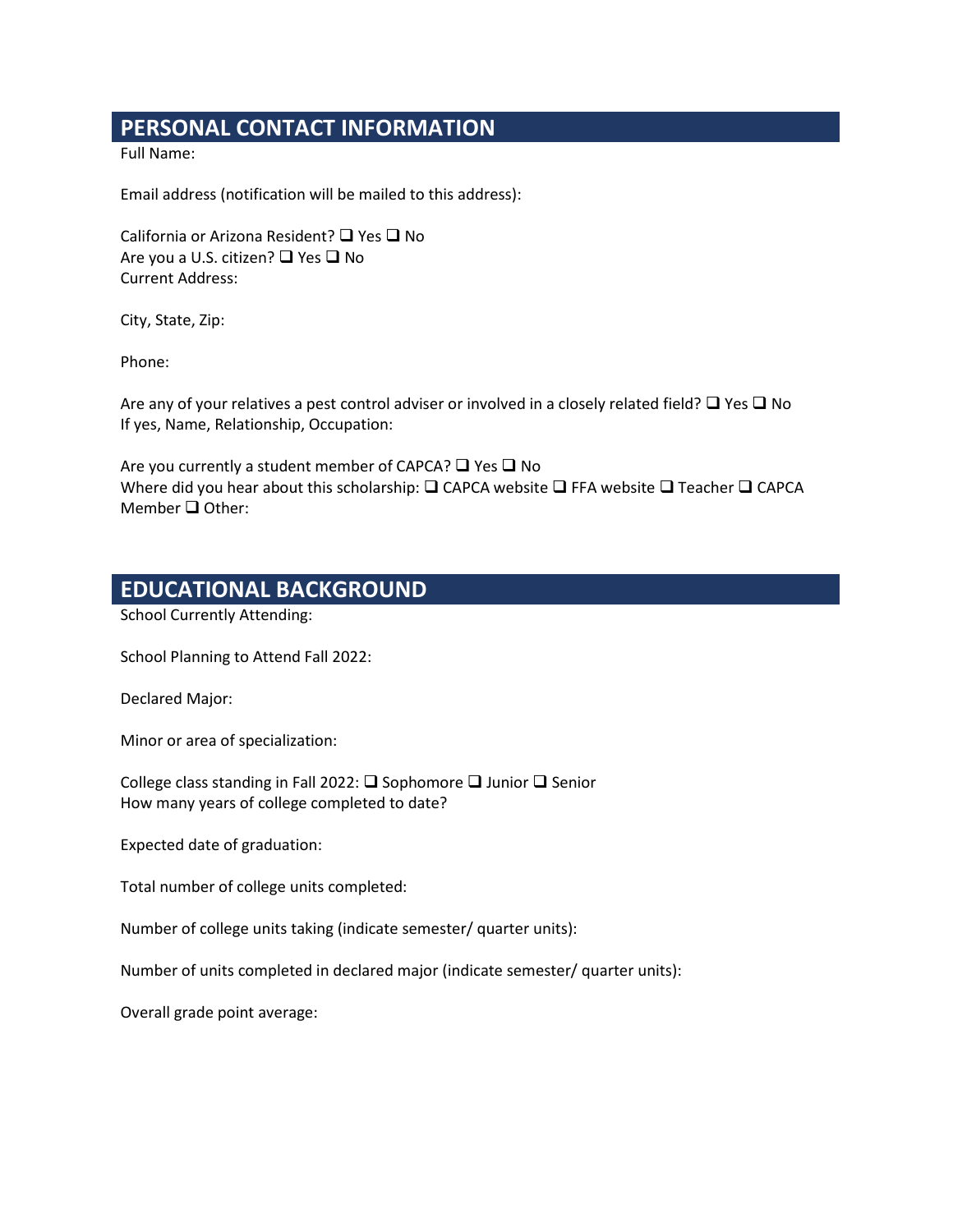## PERSONAL CONTACT INFORMATION

Full Name:

Email address (notification will be mailed to this address):

California or Arizona Resident? ❑ Yes ❑ No
Are you a U.S. citizen? ❑ Yes ❑ No
Current Address:

City, State, Zip:

Phone:

Are any of your relatives a pest control adviser or involved in a closely related field? ❑ Yes ❑ No
If yes, Name, Relationship, Occupation:

Are you currently a student member of CAPCA? ❑ Yes ❑ No
Where did you hear about this scholarship: ❑ CAPCA website ❑ FFA website ❑ Teacher ❑ CAPCA Member ❑ Other:

## EDUCATIONAL BACKGROUND

School Currently Attending:

School Planning to Attend Fall 2022:

Declared Major:

Minor or area of specialization:

College class standing in Fall 2022: ❑ Sophomore ❑ Junior ❑ Senior
How many years of college completed to date?

Expected date of graduation:

Total number of college units completed:

Number of college units taking (indicate semester/ quarter units):

Number of units completed in declared major (indicate semester/ quarter units):

Overall grade point average: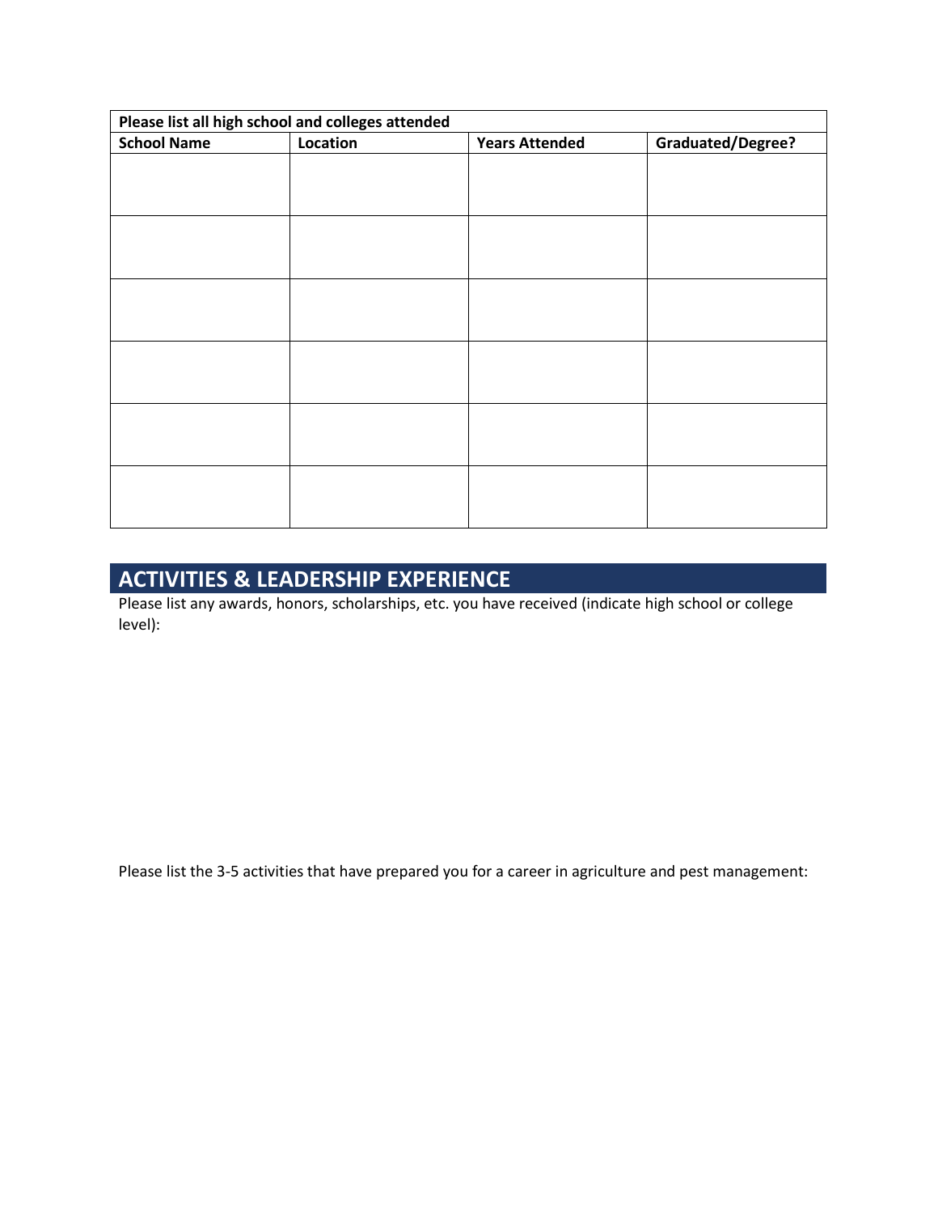| Please list all high school and colleges attended | | | |
|---|---|---|---|
| **School Name** | **Location** | **Years Attended** | **Graduated/Degree?** |
| | | | |
| | | | |
| | | | |
| | | | |
| | | | |
| | | | |

## ACTIVITIES & LEADERSHIP EXPERIENCE

Please list any awards, honors, scholarships, etc. you have received (indicate high school or college level):

Please list the 3-5 activities that have prepared you for a career in agriculture and pest management: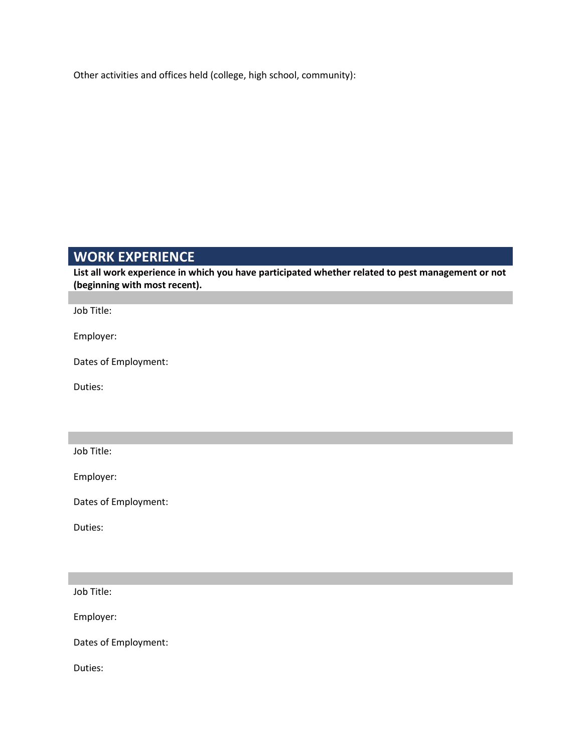Other activities and offices held (college, high school, community):

## WORK EXPERIENCE

**List all work experience in which you have participated whether related to pest management or not (beginning with most recent).**

Job Title:

Employer:

Dates of Employment:

Duties:

Job Title:

Employer:

Dates of Employment:

Duties:

Job Title:

Employer:

Dates of Employment:

Duties: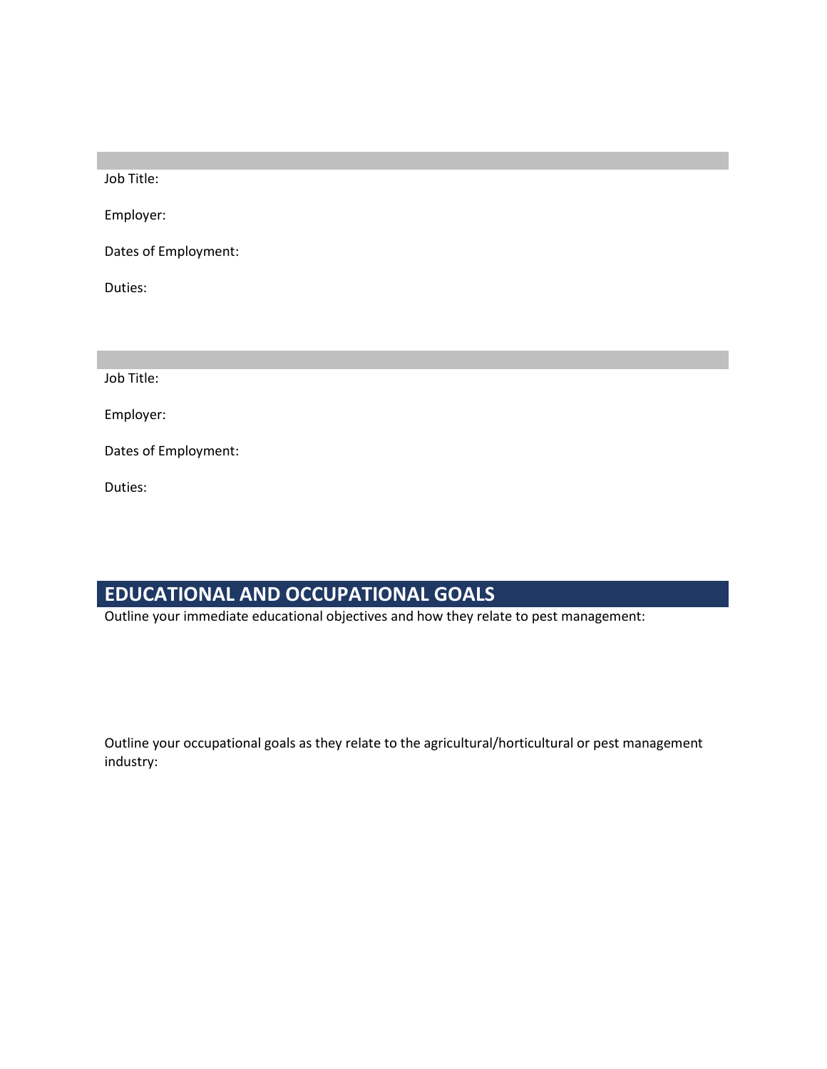Job Title:

Employer:

Dates of Employment:

Duties:

---

Job Title:

Employer:

Dates of Employment:

Duties:

## EDUCATIONAL AND OCCUPATIONAL GOALS

Outline your immediate educational objectives and how they relate to pest management:

Outline your occupational goals as they relate to the agricultural/horticultural or pest management industry: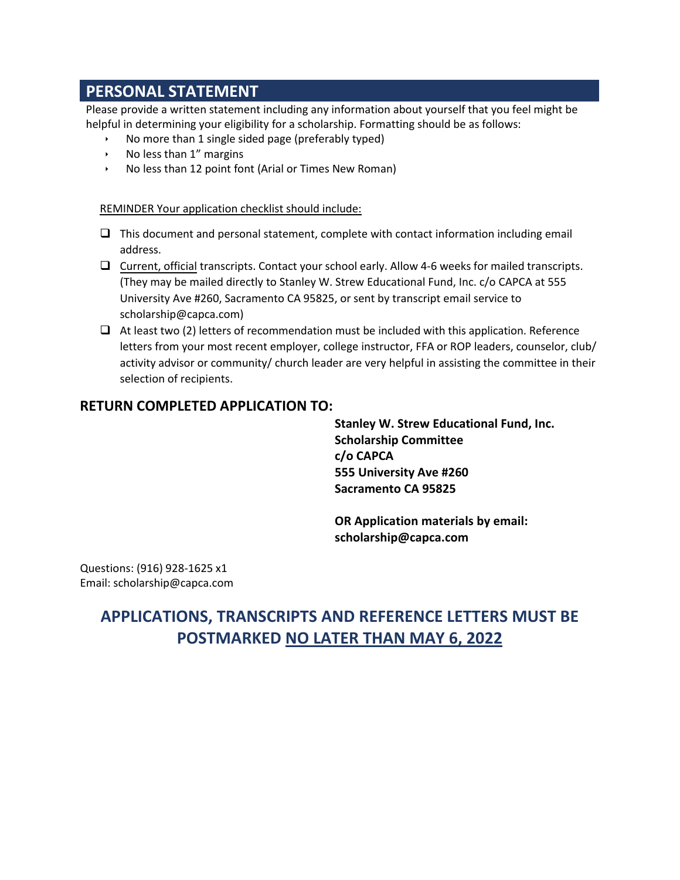## PERSONAL STATEMENT

Please provide a written statement including any information about yourself that you feel might be helpful in determining your eligibility for a scholarship. Formatting should be as follows:

- No more than 1 single sided page (preferably typed)
- No less than 1" margins
- No less than 12 point font (Arial or Times New Roman)

REMINDER Your application checklist should include:

- ☐ This document and personal statement, complete with contact information including email address.
- ☐ Current, official transcripts. Contact your school early. Allow 4-6 weeks for mailed transcripts. (They may be mailed directly to Stanley W. Strew Educational Fund, Inc. c/o CAPCA at 555 University Ave #260, Sacramento CA 95825, or sent by transcript email service to scholarship@capca.com)
- ☐ At least two (2) letters of recommendation must be included with this application. Reference letters from your most recent employer, college instructor, FFA or ROP leaders, counselor, club/ activity advisor or community/ church leader are very helpful in assisting the committee in their selection of recipients.

### RETURN COMPLETED APPLICATION TO:

**Stanley W. Strew Educational Fund, Inc.**
**Scholarship Committee**
**c/o CAPCA**
**555 University Ave #260**
**Sacramento CA 95825**

**OR Application materials by email:**
**scholarship@capca.com**

Questions: (916) 928-1625 x1
Email: scholarship@capca.com

## APPLICATIONS, TRANSCRIPTS AND REFERENCE LETTERS MUST BE POSTMARKED NO LATER THAN MAY 6, 2022